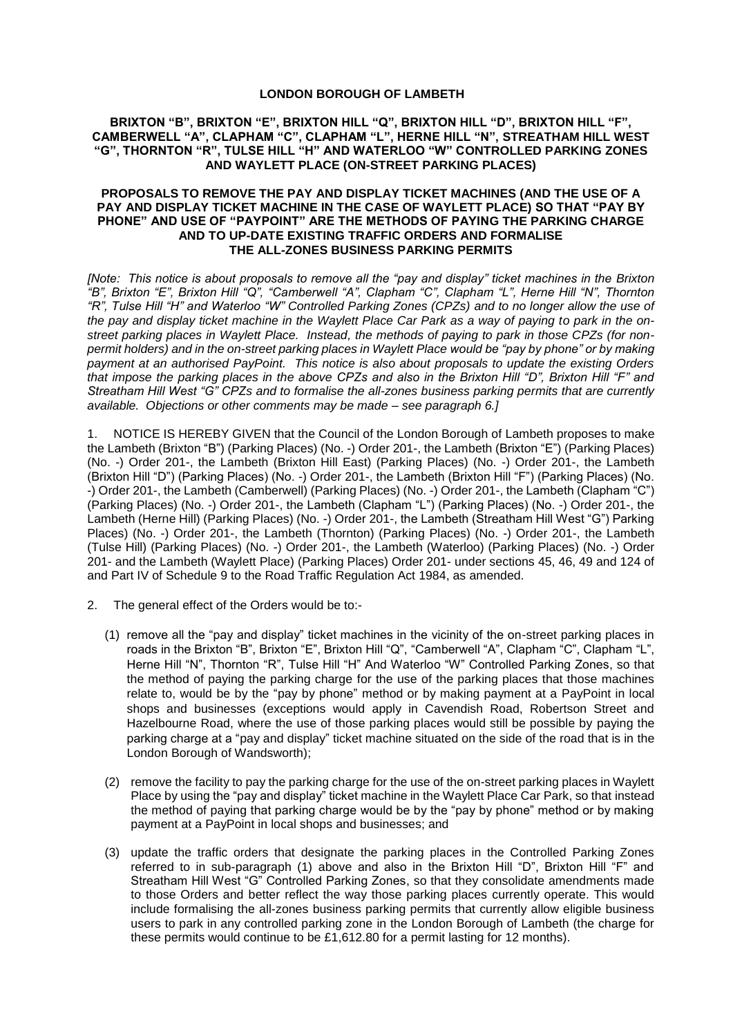# LONDON BOROUGH OF LAMBETH

## BRIXTON "B", BRIXTON "E", BRIXTON HILL "Q", BRIXTON HILL "D", BRIXTON HILL "F", CAMBERWELL "A", CLAPHAM "C", CLAPHAM "L", HERNE HILL "N", STREATHAM HILL WEST "G", THORNTON "R", TULSE HILL "H" AND WATERLOO "W" CONTROLLED PARKING ZONES AND WAYLETT PLACE (ON-STREET PARKING PLACES)

## PROPOSALS TO REMOVE THE PAY AND DISPLAY TICKET MACHINES (AND THE USE OF A PAY AND DISPLAY TICKET MACHINE IN THE CASE OF WAYLETT PLACE) SO THAT "PAY BY PHONE" AND USE OF "PAYPOINT" ARE THE METHODS OF PAYING THE PARKING CHARGE AND TO UP-DATE EXISTING TRAFFIC ORDERS AND FORMALISE THE ALL-ZONES BUSINESS PARKING PERMITS

*[Note: This notice is about proposals to remove all the "pay and display" ticket machines in the Brixton "B", Brixton "E", Brixton Hill "Q", "Camberwell "A", Clapham "C", Clapham "L", Herne Hill "N", Thornton "R", Tulse Hill "H" and Waterloo "W" Controlled Parking Zones (CPZs) and to no longer allow the use of the pay and display ticket machine in the Waylett Place Car Park as a way of paying to park in the on-street parking places in Waylett Place. Instead, the methods of paying to park in those CPZs (for non-permit holders) and in the on-street parking places in Waylett Place would be "pay by phone" or by making payment at an authorised PayPoint. This notice is also about proposals to update the existing Orders that impose the parking places in the above CPZs and also in the Brixton Hill "D", Brixton Hill "F" and Streatham Hill West "G" CPZs and to formalise the all-zones business parking permits that are currently available. Objections or other comments may be made – see paragraph 6.]*

1. NOTICE IS HEREBY GIVEN that the Council of the London Borough of Lambeth proposes to make the Lambeth (Brixton "B") (Parking Places) (No. -) Order 201-, the Lambeth (Brixton "E") (Parking Places) (No. -) Order 201-, the Lambeth (Brixton Hill East) (Parking Places) (No. -) Order 201-, the Lambeth (Brixton Hill "D") (Parking Places) (No. -) Order 201-, the Lambeth (Brixton Hill "F") (Parking Places) (No. -) Order 201-, the Lambeth (Camberwell) (Parking Places) (No. -) Order 201-, the Lambeth (Clapham "C") (Parking Places) (No. -) Order 201-, the Lambeth (Clapham "L") (Parking Places) (No. -) Order 201-, the Lambeth (Herne Hill) (Parking Places) (No. -) Order 201-, the Lambeth (Streatham Hill West "G") Parking Places) (No. -) Order 201-, the Lambeth (Thornton) (Parking Places) (No. -) Order 201-, the Lambeth (Tulse Hill) (Parking Places) (No. -) Order 201-, the Lambeth (Waterloo) (Parking Places) (No. -) Order 201- and the Lambeth (Waylett Place) (Parking Places) Order 201- under sections 45, 46, 49 and 124 of and Part IV of Schedule 9 to the Road Traffic Regulation Act 1984, as amended.

2. The general effect of the Orders would be to:-

   (1) remove all the "pay and display" ticket machines in the vicinity of the on-street parking places in roads in the Brixton "B", Brixton "E", Brixton Hill "Q", "Camberwell "A", Clapham "C", Clapham "L", Herne Hill "N", Thornton "R", Tulse Hill "H" And Waterloo "W" Controlled Parking Zones, so that the method of paying the parking charge for the use of the parking places that those machines relate to, would be by the "pay by phone" method or by making payment at a PayPoint in local shops and businesses (exceptions would apply in Cavendish Road, Robertson Street and Hazelbourne Road, where the use of those parking places would still be possible by paying the parking charge at a "pay and display" ticket machine situated on the side of the road that is in the London Borough of Wandsworth);

   (2) remove the facility to pay the parking charge for the use of the on-street parking places in Waylett Place by using the "pay and display" ticket machine in the Waylett Place Car Park, so that instead the method of paying that parking charge would be by the "pay by phone" method or by making payment at a PayPoint in local shops and businesses; and

   (3) update the traffic orders that designate the parking places in the Controlled Parking Zones referred to in sub-paragraph (1) above and also in the Brixton Hill "D", Brixton Hill "F" and Streatham Hill West "G" Controlled Parking Zones, so that they consolidate amendments made to those Orders and better reflect the way those parking places currently operate. This would include formalising the all-zones business parking permits that currently allow eligible business users to park in any controlled parking zone in the London Borough of Lambeth (the charge for these permits would continue to be £1,612.80 for a permit lasting for 12 months).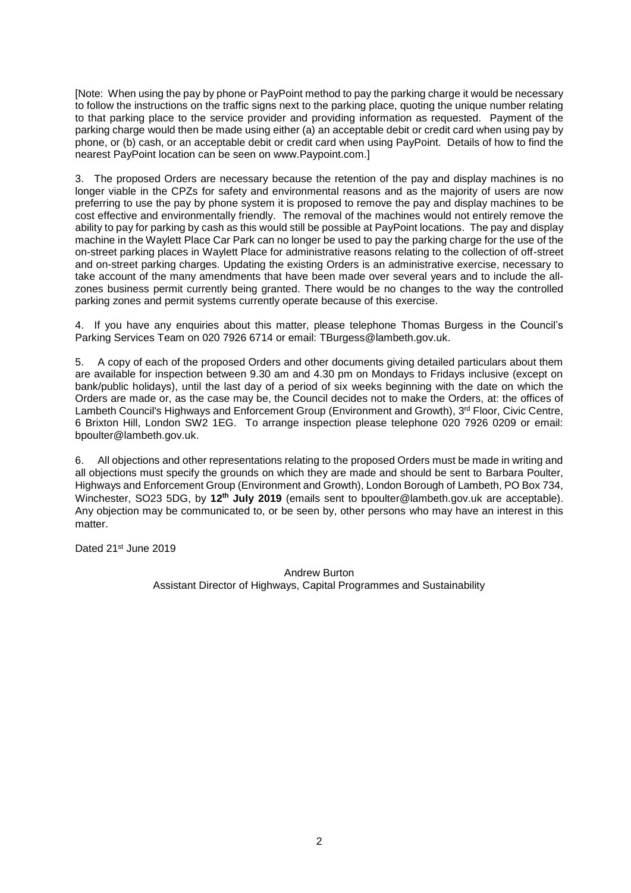[Note: When using the pay by phone or PayPoint method to pay the parking charge it would be necessary to follow the instructions on the traffic signs next to the parking place, quoting the unique number relating to that parking place to the service provider and providing information as requested. Payment of the parking charge would then be made using either (a) an acceptable debit or credit card when using pay by phone, or (b) cash, or an acceptable debit or credit card when using PayPoint. Details of how to find the nearest PayPoint location can be seen on www.Paypoint.com.]

3. The proposed Orders are necessary because the retention of the pay and display machines is no longer viable in the CPZs for safety and environmental reasons and as the majority of users are now preferring to use the pay by phone system it is proposed to remove the pay and display machines to be cost effective and environmentally friendly. The removal of the machines would not entirely remove the ability to pay for parking by cash as this would still be possible at PayPoint locations. The pay and display machine in the Waylett Place Car Park can no longer be used to pay the parking charge for the use of the on-street parking places in Waylett Place for administrative reasons relating to the collection of off-street and on-street parking charges. Updating the existing Orders is an administrative exercise, necessary to take account of the many amendments that have been made over several years and to include the all-zones business permit currently being granted. There would be no changes to the way the controlled parking zones and permit systems currently operate because of this exercise.

4. If you have any enquiries about this matter, please telephone Thomas Burgess in the Council's Parking Services Team on 020 7926 6714 or email: TBurgess@lambeth.gov.uk.

5. A copy of each of the proposed Orders and other documents giving detailed particulars about them are available for inspection between 9.30 am and 4.30 pm on Mondays to Fridays inclusive (except on bank/public holidays), until the last day of a period of six weeks beginning with the date on which the Orders are made or, as the case may be, the Council decides not to make the Orders, at: the offices of Lambeth Council's Highways and Enforcement Group (Environment and Growth), 3rd Floor, Civic Centre, 6 Brixton Hill, London SW2 1EG. To arrange inspection please telephone 020 7926 0209 or email: bpoulter@lambeth.gov.uk.

6. All objections and other representations relating to the proposed Orders must be made in writing and all objections must specify the grounds on which they are made and should be sent to Barbara Poulter, Highways and Enforcement Group (Environment and Growth), London Borough of Lambeth, PO Box 734, Winchester, SO23 5DG, by **12th July 2019** (emails sent to bpoulter@lambeth.gov.uk are acceptable). Any objection may be communicated to, or be seen by, other persons who may have an interest in this matter.

Dated 21st June 2019

Andrew Burton
Assistant Director of Highways, Capital Programmes and Sustainability